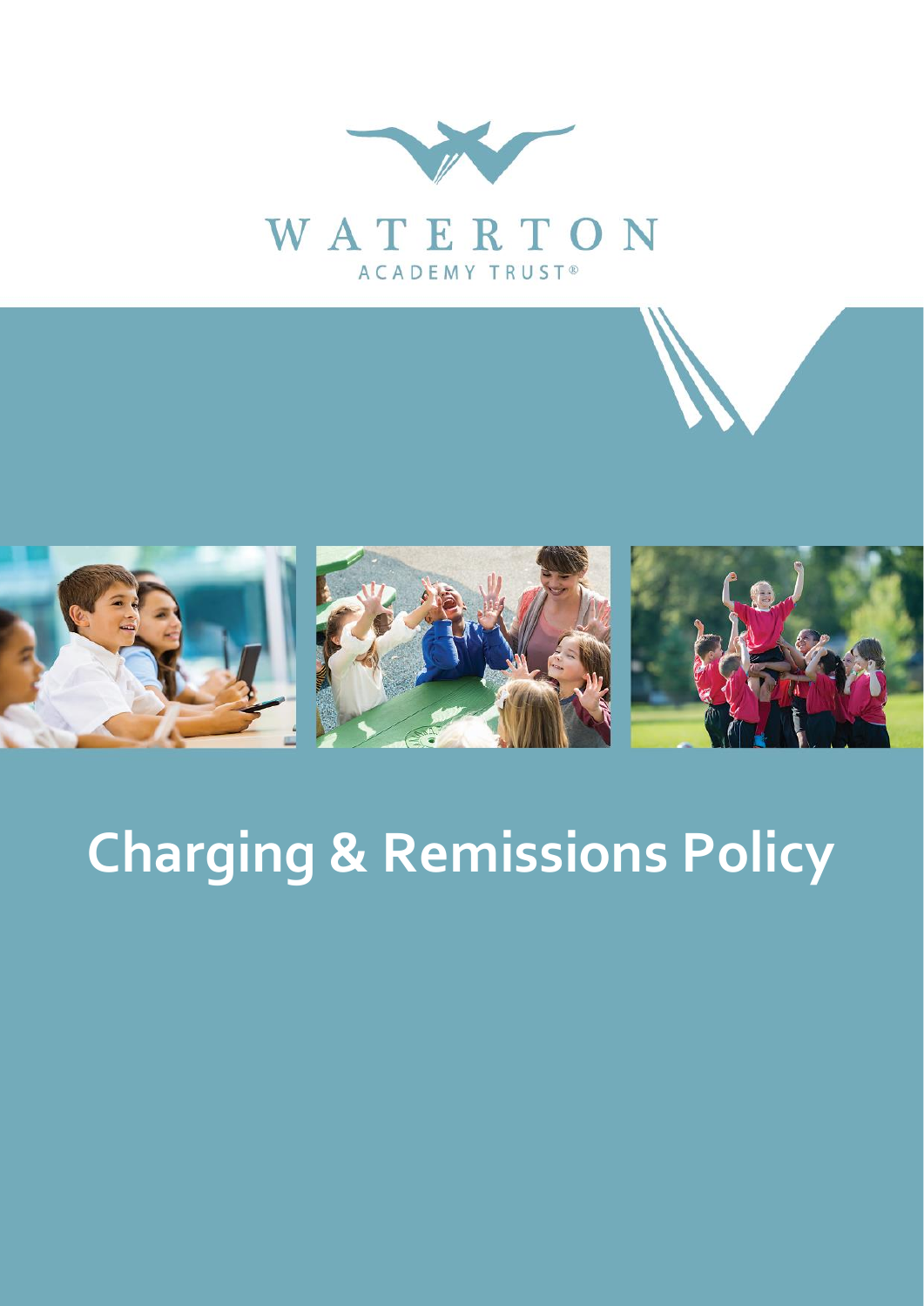WATERTON

ACADEMY TRUST®

# Charging & Remissions Policy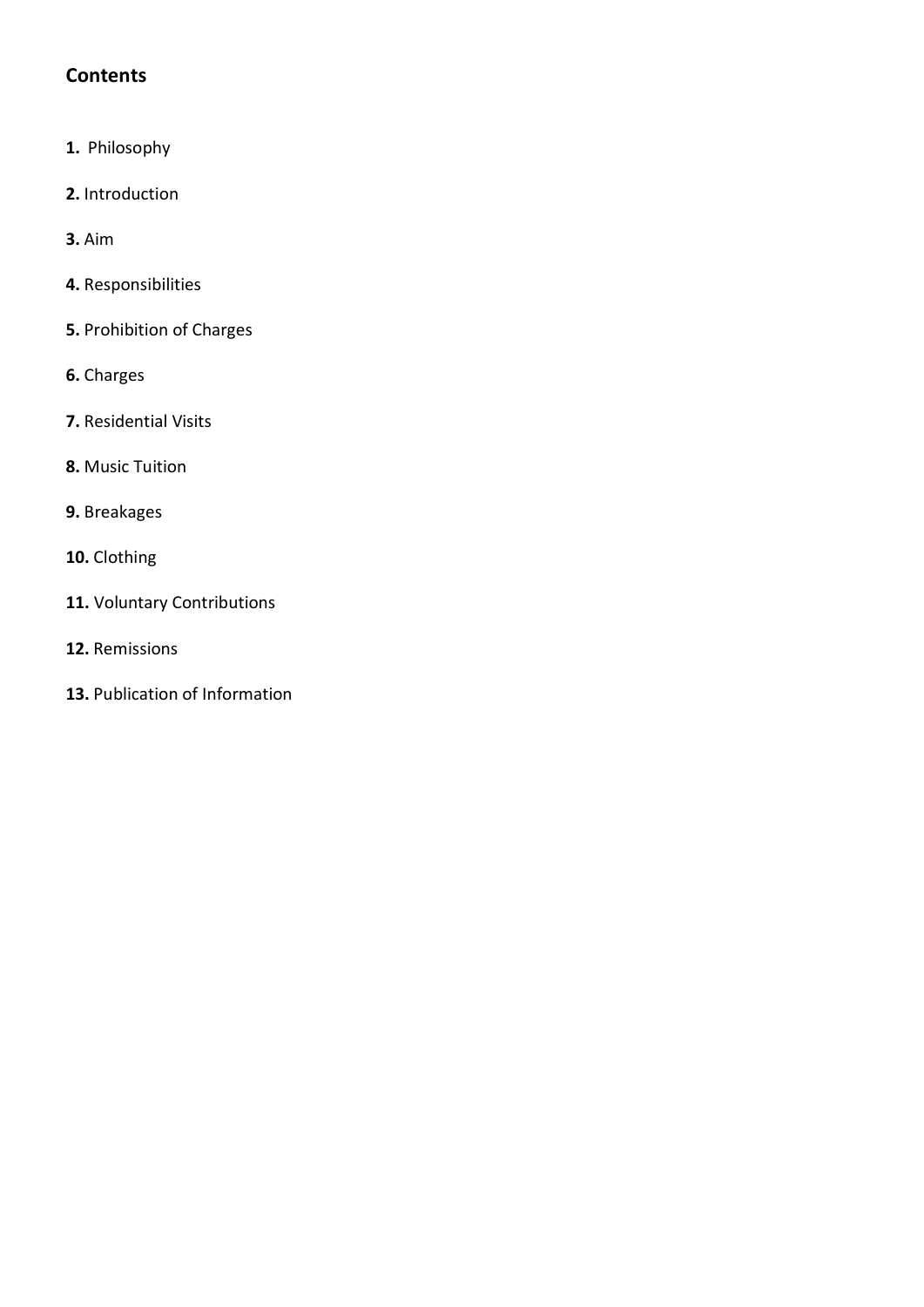## Contents

**1.** Philosophy

**2.** Introduction

**3.** Aim

**4.** Responsibilities

**5.** Prohibition of Charges

**6.** Charges

**7.** Residential Visits

**8.** Music Tuition

**9.** Breakages

**10.** Clothing

**11.** Voluntary Contributions

**12.** Remissions

**13.** Publication of Information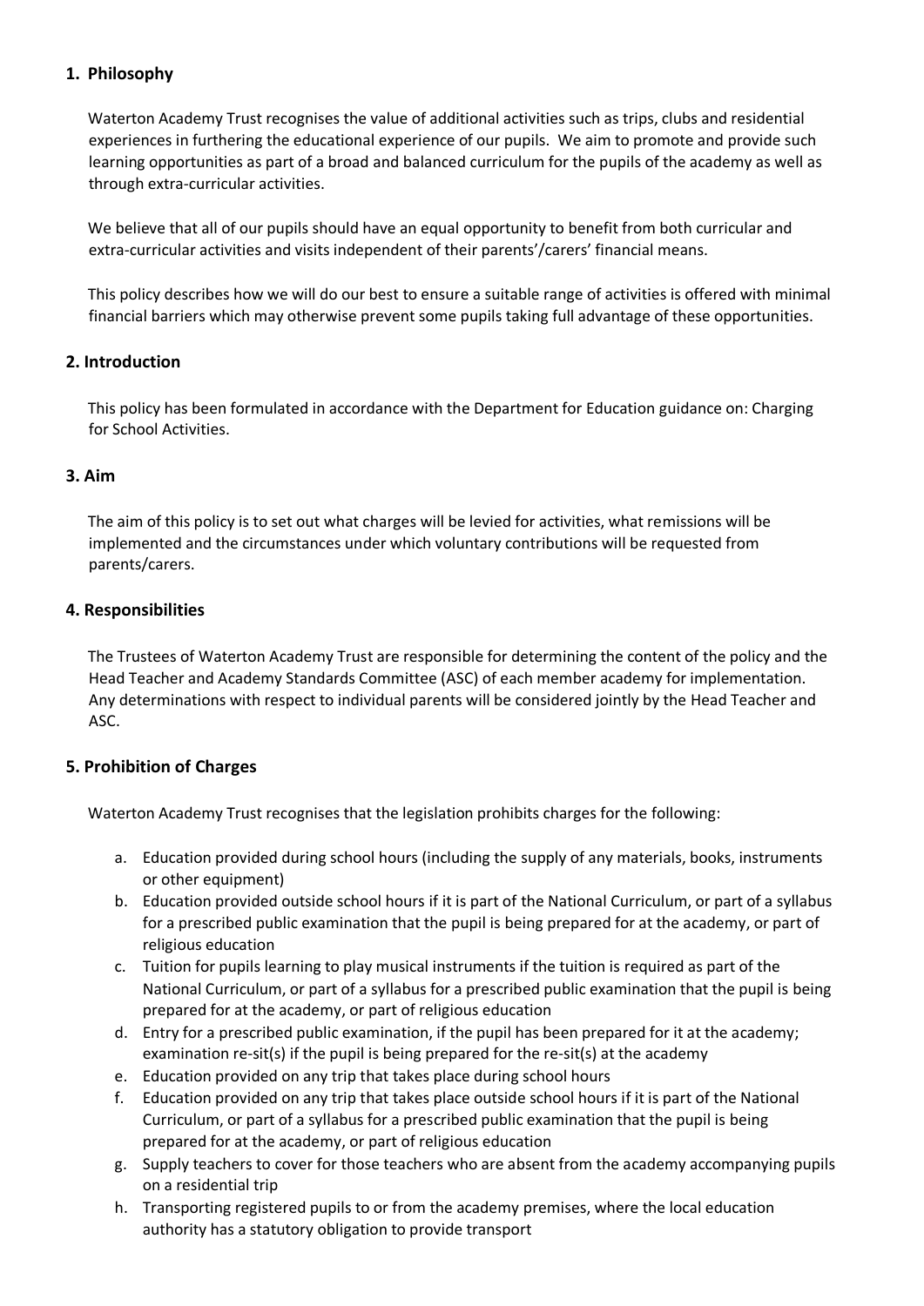## 1. Philosophy

Waterton Academy Trust recognises the value of additional activities such as trips, clubs and residential experiences in furthering the educational experience of our pupils. We aim to promote and provide such learning opportunities as part of a broad and balanced curriculum for the pupils of the academy as well as through extra-curricular activities.

We believe that all of our pupils should have an equal opportunity to benefit from both curricular and extra-curricular activities and visits independent of their parents'/carers' financial means.

This policy describes how we will do our best to ensure a suitable range of activities is offered with minimal financial barriers which may otherwise prevent some pupils taking full advantage of these opportunities.

## 2. Introduction

This policy has been formulated in accordance with the Department for Education guidance on: Charging for School Activities.

## 3. Aim

The aim of this policy is to set out what charges will be levied for activities, what remissions will be implemented and the circumstances under which voluntary contributions will be requested from parents/carers.

## 4. Responsibilities

The Trustees of Waterton Academy Trust are responsible for determining the content of the policy and the Head Teacher and Academy Standards Committee (ASC) of each member academy for implementation. Any determinations with respect to individual parents will be considered jointly by the Head Teacher and ASC.

## 5. Prohibition of Charges

Waterton Academy Trust recognises that the legislation prohibits charges for the following:

a. Education provided during school hours (including the supply of any materials, books, instruments or other equipment)
b. Education provided outside school hours if it is part of the National Curriculum, or part of a syllabus for a prescribed public examination that the pupil is being prepared for at the academy, or part of religious education
c. Tuition for pupils learning to play musical instruments if the tuition is required as part of the National Curriculum, or part of a syllabus for a prescribed public examination that the pupil is being prepared for at the academy, or part of religious education
d. Entry for a prescribed public examination, if the pupil has been prepared for it at the academy; examination re-sit(s) if the pupil is being prepared for the re-sit(s) at the academy
e. Education provided on any trip that takes place during school hours
f. Education provided on any trip that takes place outside school hours if it is part of the National Curriculum, or part of a syllabus for a prescribed public examination that the pupil is being prepared for at the academy, or part of religious education
g. Supply teachers to cover for those teachers who are absent from the academy accompanying pupils on a residential trip
h. Transporting registered pupils to or from the academy premises, where the local education authority has a statutory obligation to provide transport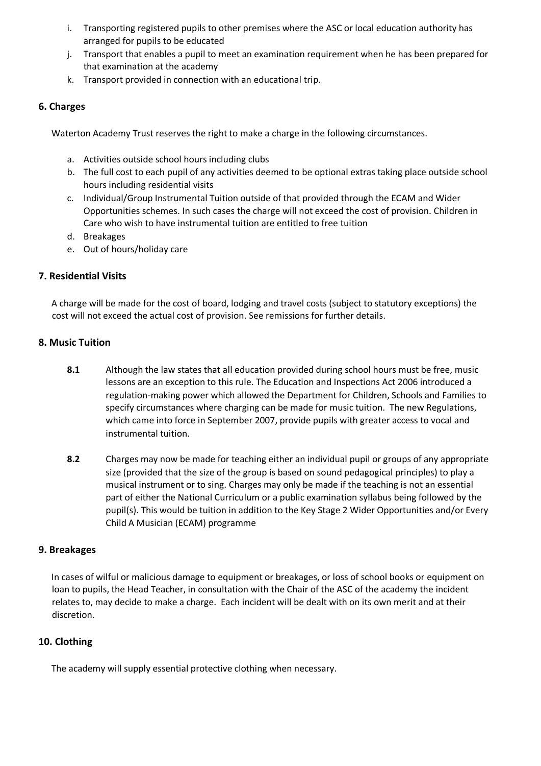i. Transporting registered pupils to other premises where the ASC or local education authority has arranged for pupils to be educated
j. Transport that enables a pupil to meet an examination requirement when he has been prepared for that examination at the academy
k. Transport provided in connection with an educational trip.

## 6. Charges

Waterton Academy Trust reserves the right to make a charge in the following circumstances.

a. Activities outside school hours including clubs
b. The full cost to each pupil of any activities deemed to be optional extras taking place outside school hours including residential visits
c. Individual/Group Instrumental Tuition outside of that provided through the ECAM and Wider Opportunities schemes. In such cases the charge will not exceed the cost of provision. Children in Care who wish to have instrumental tuition are entitled to free tuition
d. Breakages
e. Out of hours/holiday care

## 7. Residential Visits

A charge will be made for the cost of board, lodging and travel costs (subject to statutory exceptions) the cost will not exceed the actual cost of provision. See remissions for further details.

## 8. Music Tuition

**8.1** Although the law states that all education provided during school hours must be free, music lessons are an exception to this rule. The Education and Inspections Act 2006 introduced a regulation-making power which allowed the Department for Children, Schools and Families to specify circumstances where charging can be made for music tuition. The new Regulations, which came into force in September 2007, provide pupils with greater access to vocal and instrumental tuition.

**8.2** Charges may now be made for teaching either an individual pupil or groups of any appropriate size (provided that the size of the group is based on sound pedagogical principles) to play a musical instrument or to sing. Charges may only be made if the teaching is not an essential part of either the National Curriculum or a public examination syllabus being followed by the pupil(s). This would be tuition in addition to the Key Stage 2 Wider Opportunities and/or Every Child A Musician (ECAM) programme

## 9. Breakages

In cases of wilful or malicious damage to equipment or breakages, or loss of school books or equipment on loan to pupils, the Head Teacher, in consultation with the Chair of the ASC of the academy the incident relates to, may decide to make a charge. Each incident will be dealt with on its own merit and at their discretion.

## 10. Clothing

The academy will supply essential protective clothing when necessary.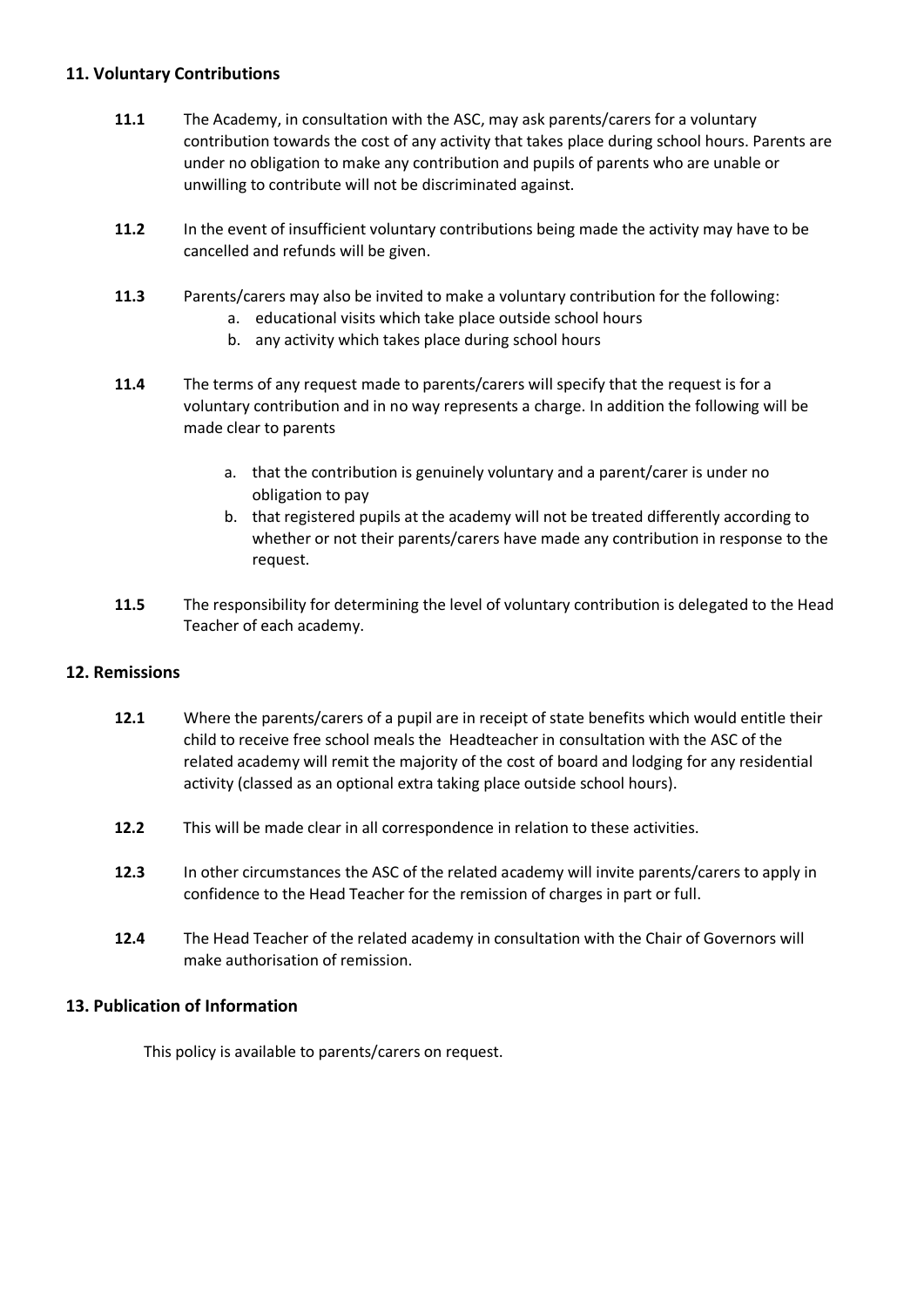## 11. Voluntary Contributions

**11.1** The Academy, in consultation with the ASC, may ask parents/carers for a voluntary contribution towards the cost of any activity that takes place during school hours. Parents are under no obligation to make any contribution and pupils of parents who are unable or unwilling to contribute will not be discriminated against.

**11.2** In the event of insufficient voluntary contributions being made the activity may have to be cancelled and refunds will be given.

**11.3** Parents/carers may also be invited to make a voluntary contribution for the following:

a. educational visits which take place outside school hours
b. any activity which takes place during school hours

**11.4** The terms of any request made to parents/carers will specify that the request is for a voluntary contribution and in no way represents a charge. In addition the following will be made clear to parents

a. that the contribution is genuinely voluntary and a parent/carer is under no obligation to pay
b. that registered pupils at the academy will not be treated differently according to whether or not their parents/carers have made any contribution in response to the request.

**11.5** The responsibility for determining the level of voluntary contribution is delegated to the Head Teacher of each academy.

## 12. Remissions

**12.1** Where the parents/carers of a pupil are in receipt of state benefits which would entitle their child to receive free school meals the Headteacher in consultation with the ASC of the related academy will remit the majority of the cost of board and lodging for any residential activity (classed as an optional extra taking place outside school hours).

**12.2** This will be made clear in all correspondence in relation to these activities.

**12.3** In other circumstances the ASC of the related academy will invite parents/carers to apply in confidence to the Head Teacher for the remission of charges in part or full.

**12.4** The Head Teacher of the related academy in consultation with the Chair of Governors will make authorisation of remission.

## 13. Publication of Information

This policy is available to parents/carers on request.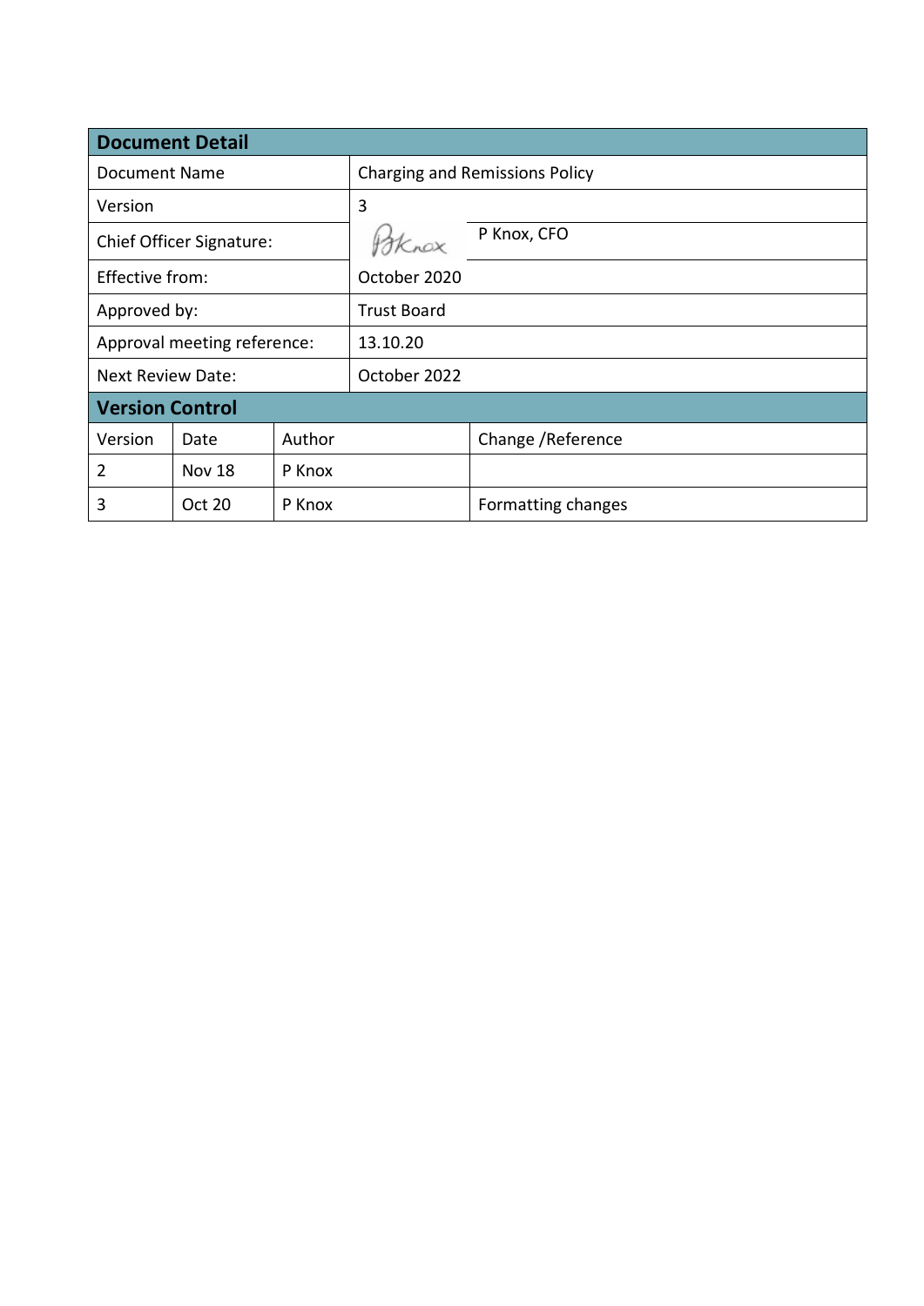| Document Detail | | | |
|---|---|---|---|
| Document Name | Charging and Remissions Policy | | |
| Version | 3 | | |
| Chief Officer Signature: | PKnox | P Knox, CFO | |
| Effective from: | October 2020 | | |
| Approved by: | Trust Board | | |
| Approval meeting reference: | 13.10.20 | | |
| Next Review Date: | October 2022 | | |

| Version Control | | | |
|---|---|---|---|
| Version | Date | Author | Change /Reference |
| 2 | Nov 18 | P Knox | |
| 3 | Oct 20 | P Knox | Formatting changes |